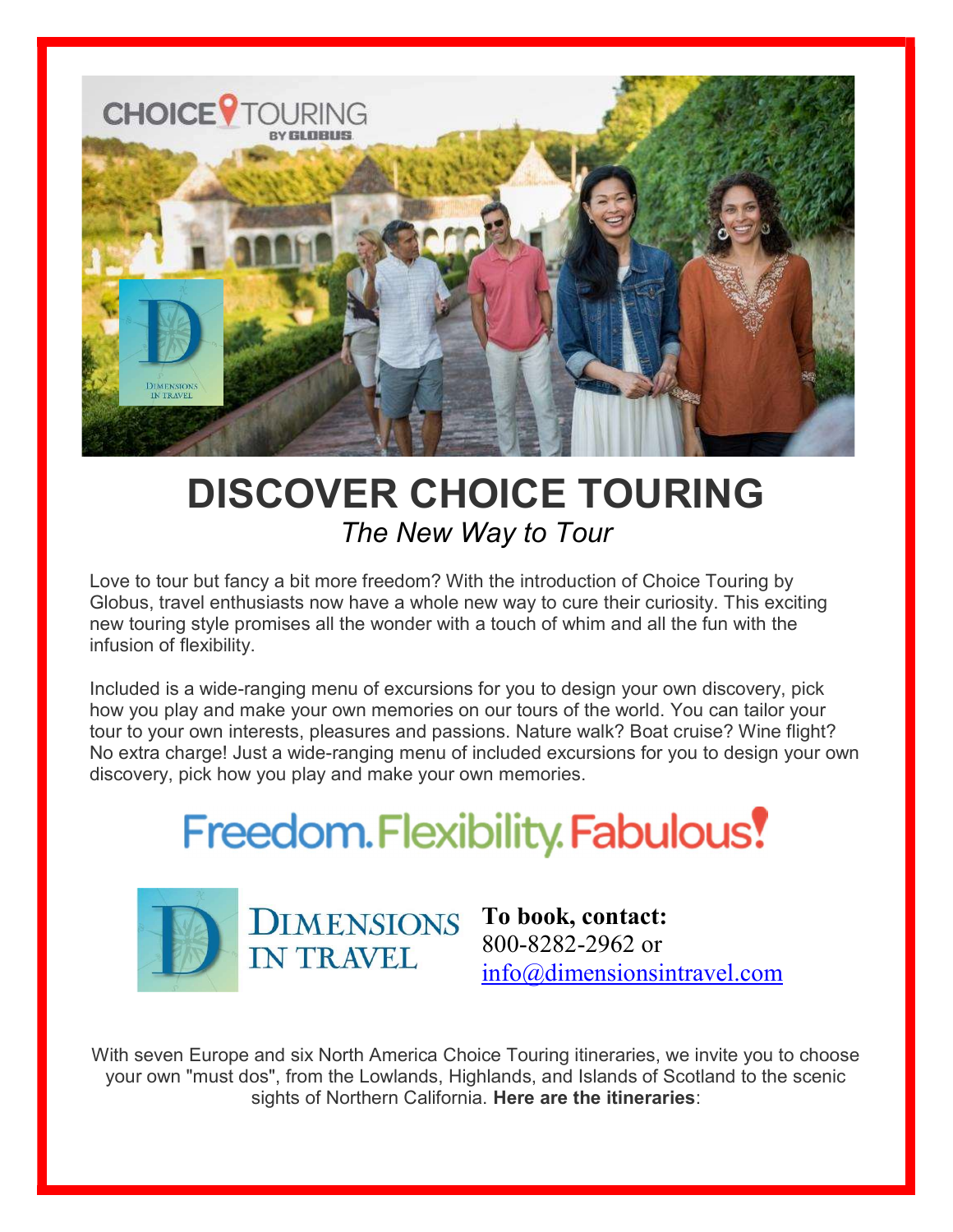# DISCOVER CHOICE TOURING

*The New Way to Tour*

Love to tour but fancy a bit more freedom? With the introduction of Choice Touring by Globus, travel enthusiasts now have a whole new way to cure their curiosity. This exciting new touring style promises all the wonder with a touch of whim and all the fun with the infusion of flexibility.

Included is a wide-ranging menu of excursions for you to design your own discovery, pick how you play and make your own memories on our tours of the world. You can tailor your tour to your own interests, pleasures and passions. Nature walk? Boat cruise? Wine flight? No extra charge! Just a wide-ranging menu of included excursions for you to design your own discovery, pick how you play and make your own memories.

## Freedom. Flexibility. Fabulous!

**To book, contact:**
800-8282-2962 or
info@dimensionsintravel.com

With seven Europe and six North America Choice Touring itineraries, we invite you to choose your own "must dos", from the Lowlands, Highlands, and Islands of Scotland to the scenic sights of Northern California. **Here are the itineraries**: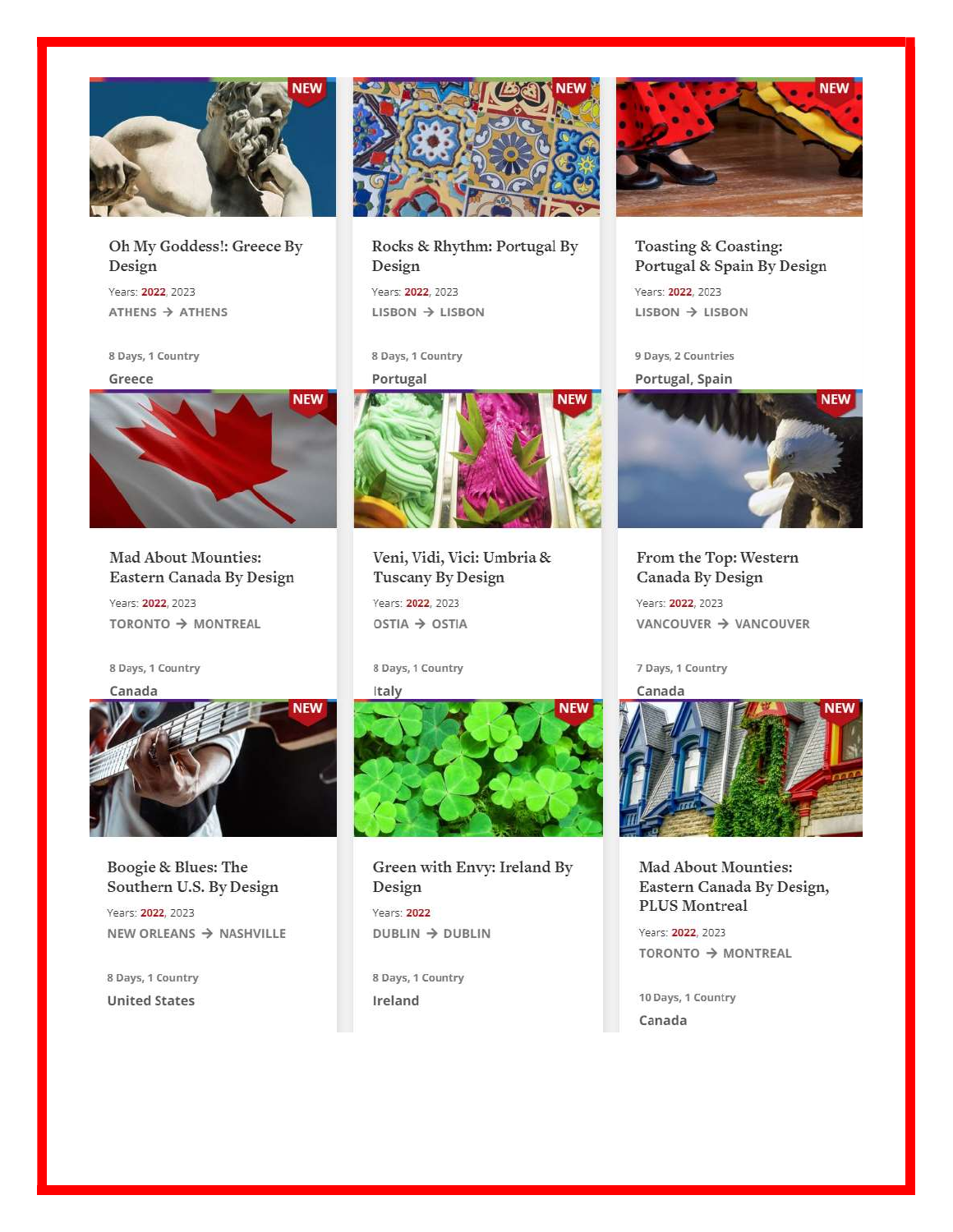NEW

### Oh My Goddess!: Greece By Design

Years: 2022, 2023

ATHENS → ATHENS

8 Days, 1 Country

Greece

NEW

### Rocks & Rhythm: Portugal By Design

Years: 2022, 2023

LISBON → LISBON

8 Days, 1 Country

Portugal

NEW

### Toasting & Coasting: Portugal & Spain By Design

Years: 2022, 2023

LISBON → LISBON

9 Days, 2 Countries

Portugal, Spain

NEW

### Mad About Mounties: Eastern Canada By Design

Years: 2022, 2023

TORONTO → MONTREAL

8 Days, 1 Country

Canada

NEW

### Veni, Vidi, Vici: Umbria & Tuscany By Design

Years: 2022, 2023

OSTIA → OSTIA

8 Days, 1 Country

Italy

NEW

### From the Top: Western Canada By Design

Years: 2022, 2023

VANCOUVER → VANCOUVER

7 Days, 1 Country

Canada

NEW

### Boogie & Blues: The Southern U.S. By Design

Years: 2022, 2023

NEW ORLEANS → NASHVILLE

8 Days, 1 Country

United States

NEW

### Green with Envy: Ireland By Design

Years: 2022

DUBLIN → DUBLIN

8 Days, 1 Country

Ireland

NEW

### Mad About Mounties: Eastern Canada By Design, PLUS Montreal

Years: 2022, 2023

TORONTO → MONTREAL

10 Days, 1 Country

Canada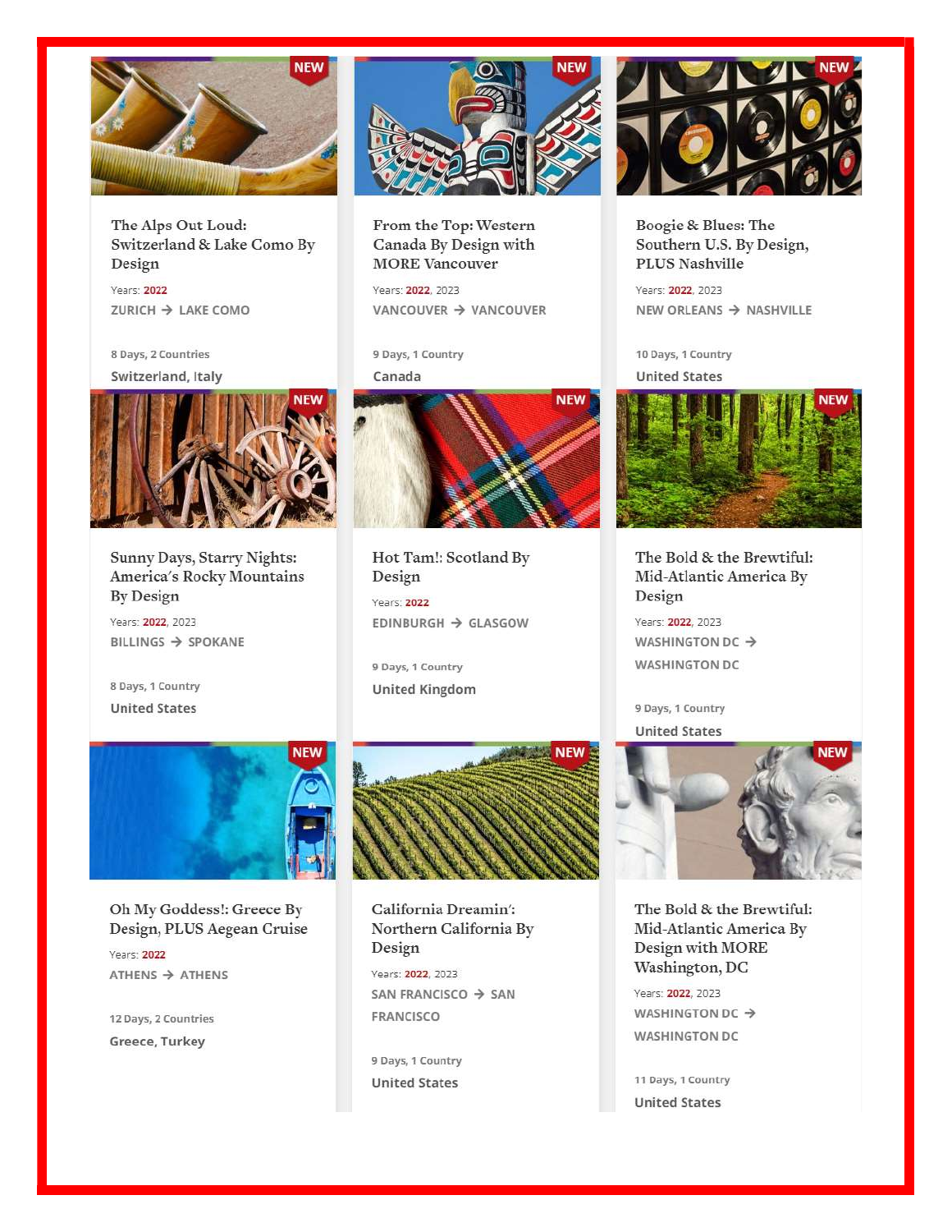NEW

### The Alps Out Loud: Switzerland & Lake Como By Design

Years: 2022

ZURICH → LAKE COMO

8 Days, 2 Countries

Switzerland, Italy

NEW

### From the Top: Western Canada By Design with MORE Vancouver

Years: 2022, 2023

VANCOUVER → VANCOUVER

9 Days, 1 Country

Canada

NEW

### Boogie & Blues: The Southern U.S. By Design, PLUS Nashville

Years: 2022, 2023

NEW ORLEANS → NASHVILLE

10 Days, 1 Country

United States

NEW

### Sunny Days, Starry Nights: America's Rocky Mountains By Design

Years: 2022, 2023

BILLINGS → SPOKANE

8 Days, 1 Country

United States

NEW

### Hot Tam!: Scotland By Design

Years: 2022

EDINBURGH → GLASGOW

9 Days, 1 Country

United Kingdom

NEW

### The Bold & the Brewtiful: Mid-Atlantic America By Design

Years: 2022, 2023

WASHINGTON DC → WASHINGTON DC

9 Days, 1 Country

United States

NEW

### Oh My Goddess!: Greece By Design, PLUS Aegean Cruise

Years: 2022

ATHENS → ATHENS

12 Days, 2 Countries

Greece, Turkey

NEW

### California Dreamin': Northern California By Design

Years: 2022, 2023

SAN FRANCISCO → SAN FRANCISCO

9 Days, 1 Country

United States

NEW

### The Bold & the Brewtiful: Mid-Atlantic America By Design with MORE Washington, DC

Years: 2022, 2023

WASHINGTON DC → WASHINGTON DC

11 Days, 1 Country

United States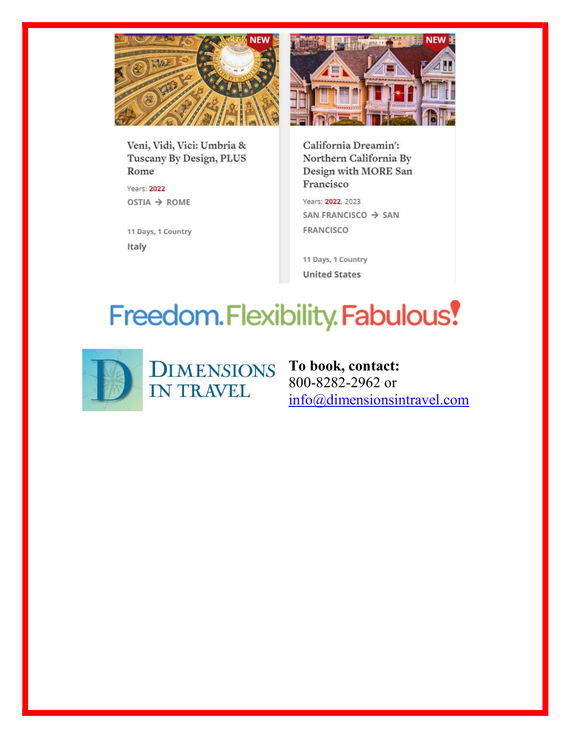NEW

### Veni, Vidi, Vici: Umbria & Tuscany By Design, PLUS Rome

Years: 2022

OSTIA → ROME

11 Days, 1 Country

Italy

NEW

### California Dreamin': Northern California By Design with MORE San Francisco

Years: 2022, 2023

SAN FRANCISCO → SAN FRANCISCO

11 Days, 1 Country

United States

## Freedom. Flexibility. Fabulous!

DIMENSIONS IN TRAVEL

**To book, contact:**
800-8282-2962 or
info@dimensionsintravel.com